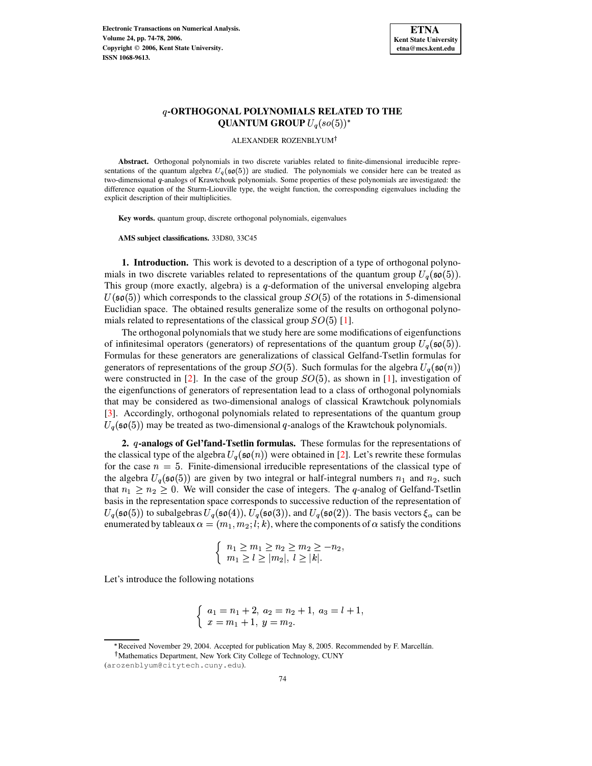# $q$-ORTHOGONAL POLYNOMIALS RELATED TO THE QUANTUM GROUP $U_q(so(5))$*

ALEXANDER ROZENBLYUM†

**Abstract.** Orthogonal polynomials in two discrete variables related to finite-dimensional irreducible representations of the quantum algebra $U_q(\mathfrak{so}(5))$ are studied. The polynomials we consider here can be treated as two-dimensional $q$-analogs of Krawtchouk polynomials. Some properties of these polynomials are investigated: the difference equation of the Sturm-Liouville type, the weight function, the corresponding eigenvalues including the explicit description of their multiplicities.

**Key words.** quantum group, discrete orthogonal polynomials, eigenvalues

**AMS subject classifications.** 33D80, 33C45

**1. Introduction.** This work is devoted to a description of a type of orthogonal polynomials in two discrete variables related to representations of the quantum group $U_q(\mathfrak{so}(5))$. This group (more exactly, algebra) is a $q$-deformation of the universal enveloping algebra $U(\mathfrak{so}(5))$ which corresponds to the classical group $SO(5)$ of the rotations in 5-dimensional Euclidian space. The obtained results generalize some of the results on orthogonal polynomials related to representations of the classical group $SO(5)$ [1].

The orthogonal polynomials that we study here are some modifications of eigenfunctions of infinitesimal operators (generators) of representations of the quantum group $U_q(\mathfrak{so}(5))$. Formulas for these generators are generalizations of classical Gelfand-Tsetlin formulas for generators of representations of the group $SO(5)$. Such formulas for the algebra $U_q(\mathfrak{so}(n))$ were constructed in [2]. In the case of the group $SO(5)$, as shown in [1], investigation of the eigenfunctions of generators of representation lead to a class of orthogonal polynomials that may be considered as two-dimensional analogs of classical Krawtchouk polynomials [3]. Accordingly, orthogonal polynomials related to representations of the quantum group $U_q(\mathfrak{so}(5))$ may be treated as two-dimensional $q$-analogs of the Krawtchouk polynomials.

**2. $q$-analogs of Gel'fand-Tsetlin formulas.** These formulas for the representations of the classical type of the algebra $U_q(\mathfrak{so}(n))$ were obtained in [2]. Let's rewrite these formulas for the case $n = 5$. Finite-dimensional irreducible representations of the classical type of the algebra $U_q(\mathfrak{so}(5))$ are given by two integral or half-integral numbers $n_1$ and $n_2$, such that $n_1 \geq n_2 \geq 0$. We will consider the case of integers. The $q$-analog of Gelfand-Tsetlin basis in the representation space corresponds to successive reduction of the representation of $U_q(\mathfrak{so}(5))$ to subalgebras $U_q(\mathfrak{so}(4))$, $U_q(\mathfrak{so}(3))$, and $U_q(\mathfrak{so}(2))$. The basis vectors $\xi_\alpha$ can be enumerated by tableaux $\alpha = (m_1, m_2; l; k)$, where the components of $\alpha$ satisfy the conditions

$$\begin{cases} n_1 \geq m_1 \geq n_2 \geq m_2 \geq -n_2, \\ m_1 \geq l \geq |m_2|, \ l \geq |k|. \end{cases}$$

Let's introduce the following notations

$$\begin{cases} a_1 = n_1 + 2, \ a_2 = n_2 + 1, \ a_3 = l + 1, \\ x = m_1 + 1, \ y = m_2. \end{cases}$$

*Received November 29, 2004. Accepted for publication May 8, 2005. Recommended by F. Marcellán.

†Mathematics Department, New York City College of Technology, CUNY (arozenblyum@citytech.cuny.edu).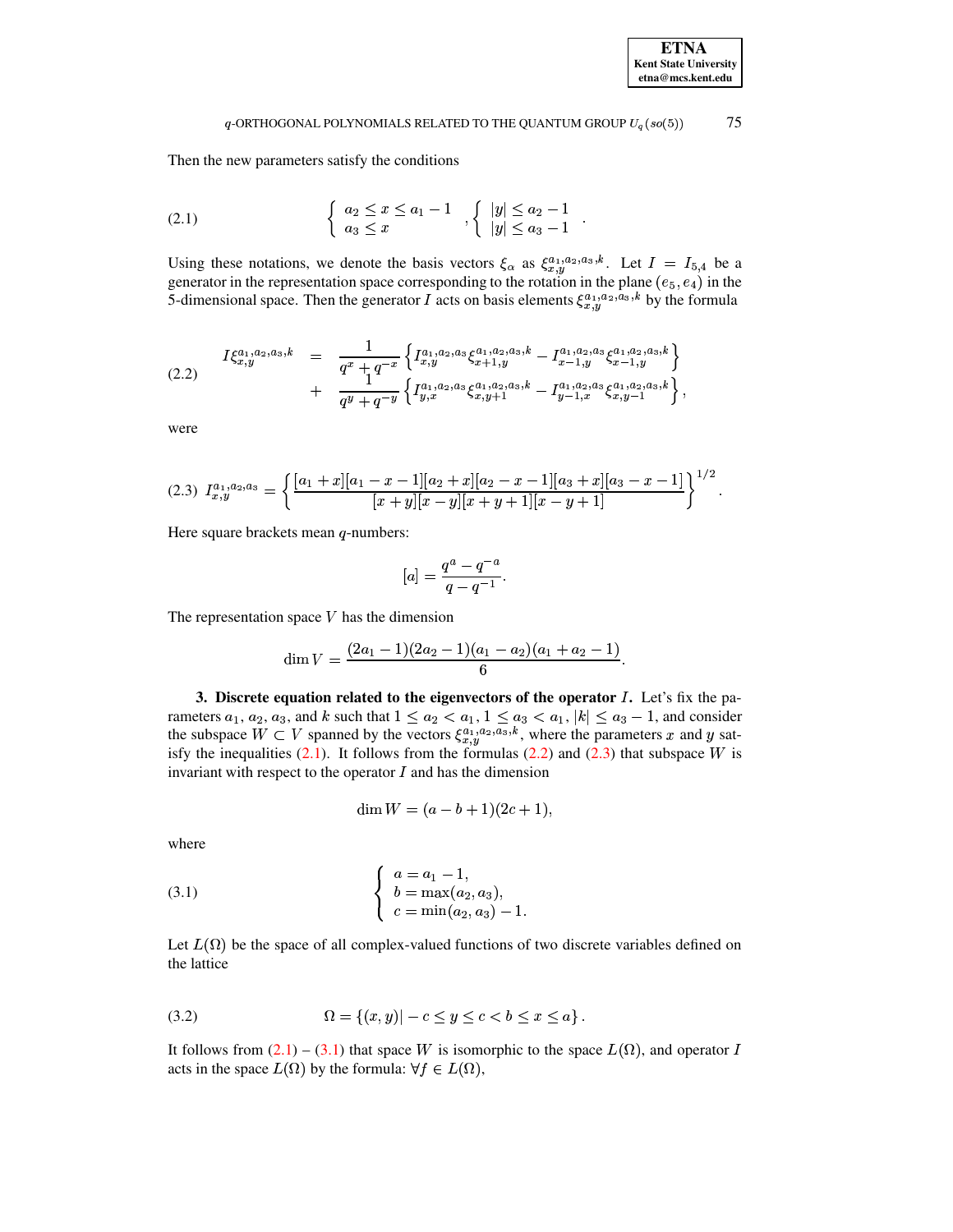Then the new parameters satisfy the conditions

$$
\left\{ \begin{array}{l} a_2 \le x \le a_1 - 1 \\ a_3 \le x \end{array} \right. , \left\{ \begin{array}{l} |y| \le a_2 - 1 \\ |y| \le a_3 - 1 \end{array} \right. . \tag{2.1}
$$

Using these notations, we denote the basis vectors $\xi_\alpha$ as $\xi_{x,y}^{a_1,a_2,a_3,k}$. Let $I = I_{5,4}$ be a generator in the representation space corresponding to the rotation in the plane $(e_5, e_4)$ in the 5-dimensional space. Then the generator $I$ acts on basis elements $\xi_{x,y}^{a_1,a_2,a_3,k}$ by the formula

$$
\begin{aligned}
I\xi_{x,y}^{a_1,a_2,a_3,k} &= \frac{1}{q^x + q^{-x}} \left\{ I_{x,y}^{a_1,a_2,a_3} \xi_{x+1,y}^{a_1,a_2,a_3,k} - I_{x-1,y}^{a_1,a_2,a_3} \xi_{x-1,y}^{a_1,a_2,a_3,k} \right\} \\
&+ \frac{1}{q^y + q^{-y}} \left\{ I_{y,x}^{a_1,a_2,a_3} \xi_{x,y+1}^{a_1,a_2,a_3,k} - I_{y-1,x}^{a_1,a_2,a_3} \xi_{x,y-1}^{a_1,a_2,a_3,k} \right\},
\end{aligned} \tag{2.2}
$$

were

$$
I_{x,y}^{a_1,a_2,a_3} = \left\{ \frac{[a_1 + x][a_1 - x - 1][a_2 + x][a_2 - x - 1][a_3 + x][a_3 - x - 1]}{[x + y][x - y][x + y + 1][x - y + 1]} \right\}^{1/2}. \tag{2.3}
$$

Here square brackets mean $q$-numbers:

$$
[a] = \frac{q^a - q^{-a}}{q - q^{-1}}.
$$

The representation space $V$ has the dimension

$$
\dim V = \frac{(2a_1 - 1)(2a_2 - 1)(a_1 - a_2)(a_1 + a_2 - 1)}{6}.
$$

**3. Discrete equation related to the eigenvectors of the operator $I$.** Let's fix the parameters $a_1$, $a_2$, $a_3$, and $k$ such that $1 \le a_2 < a_1$, $1 \le a_3 < a_1$, $|k| \le a_3 - 1$, and consider the subspace $W \subset V$ spanned by the vectors $\xi_{x,y}^{a_1,a_2,a_3,k}$, where the parameters $x$ and $y$ satisfy the inequalities (2.1). It follows from the formulas (2.2) and (2.3) that subspace $W$ is invariant with respect to the operator $I$ and has the dimension

$$
\dim W = (a - b + 1)(2c + 1),
$$

where

$$
\left\{ \begin{array}{l} a = a_1 - 1, \\ b = \max(a_2, a_3), \\ c = \min(a_2, a_3) - 1. \end{array} \right. \tag{3.1}
$$

Let $L(\Omega)$ be the space of all complex-valued functions of two discrete variables defined on the lattice

$$
\Omega = \{(x, y) | -c \le y \le c < b \le x \le a\}. \tag{3.2}
$$

It follows from (2.1) – (3.1) that space $W$ is isomorphic to the space $L(\Omega)$, and operator $I$ acts in the space $L(\Omega)$ by the formula: $\forall f \in L(\Omega)$,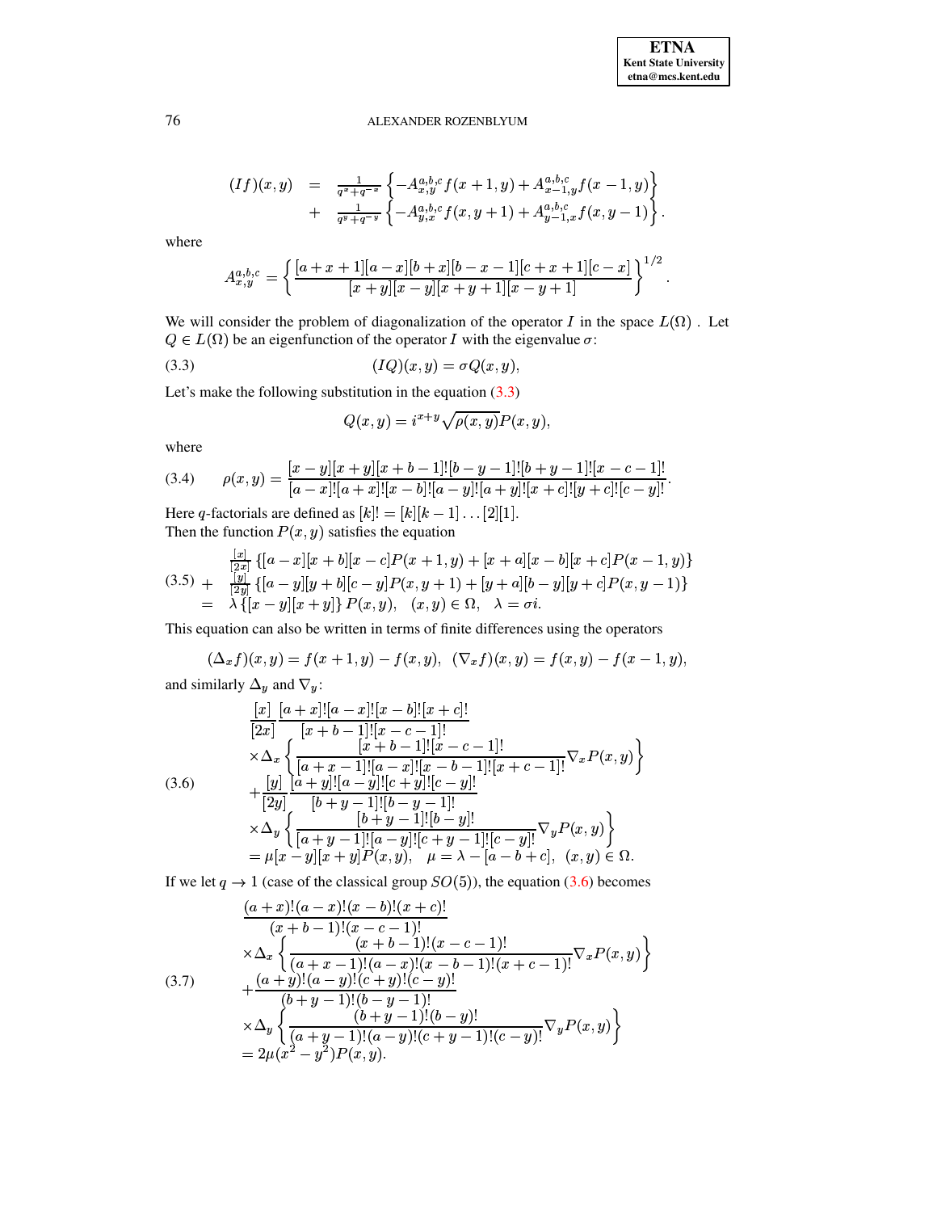$$
\begin{aligned}
(If)(x,y) &= \tfrac{1}{q^x+q^{-x}}\left\{-A^{a,b,c}_{x,y}f(x+1,y)+A^{a,b,c}_{x-1,y}f(x-1,y)\right\}\\
&+ \tfrac{1}{q^y+q^{-y}}\left\{-A^{a,b,c}_{y,x}f(x,y+1)+A^{a,b,c}_{y-1,x}f(x,y-1)\right\}.
\end{aligned}
$$

where

$$
A^{a,b,c}_{x,y}=\left\{\frac{[a+x+1][a-x][b+x][b-x-1][c+x+1][c-x]}{[x+y][x-y][x+y+1][x-y+1]}\right\}^{1/2}.
$$

We will consider the problem of diagonalization of the operator $I$ in the space $L(\Omega)$ . Let $Q\in L(\Omega)$ be an eigenfunction of the operator $I$ with the eigenvalue $\sigma$:

$$
(IQ)(x,y)=\sigma Q(x,y), \tag{3.3}
$$

Let's make the following substitution in the equation (3.3)

$$
Q(x,y)=i^{x+y}\sqrt{\rho(x,y)}P(x,y),
$$

where

$$
\rho(x,y)=\frac{[x-y][x+y][x+b-1]![b-y-1]![b+y-1]![x-c-1]!}{[a-x]![a+x]![x-b]![a-y]![a+y]![x+c]![y+c]![c-y]!}. \tag{3.4}
$$

Here $q$-factorials are defined as $[k]!=[k][k-1]\ldots[2][1]$.
Then the function $P(x,y)$ satisfies the equation

$$
\begin{aligned}
&\tfrac{[x]}{[2x]}\left\{[a-x][x+b][x-c]P(x+1,y)+[x+a][x-b][x+c]P(x-1,y)\right\}\\
+\ &\tfrac{[y]}{[2y]}\left\{[a-y][y+b][c-y]P(x,y+1)+[y+a][b-y][y+c]P(x,y-1)\right\}\\
=\ &\lambda\left\{[x-y][x+y]\right\}P(x,y),\quad (x,y)\in\Omega,\quad \lambda=\sigma i.
\end{aligned} \tag{3.5}
$$

This equation can also be written in terms of finite differences using the operators

$$
(\Delta_x f)(x,y)=f(x+1,y)-f(x,y),\ \ (\nabla_x f)(x,y)=f(x,y)-f(x-1,y),
$$

and similarly $\Delta_y$ and $\nabla_y$:

$$
\begin{aligned}
&\frac{[x]}{[2x]}\frac{[a+x]![a-x]![x-b]![x+c]!}{[x+b-1]![x-c-1]!}\\
&\times\Delta_x\left\{\frac{[x+b-1]![x-c-1]!}{[a+x-1]![a-x]![x-b-1]![x+c-1]!}\nabla_x P(x,y)\right\}\\
&+\frac{[y]}{[2y]}\frac{[a+y]![a-y]![c+y]![c-y]!}{[b+y-1]![b-y-1]!}\\
&\times\Delta_y\left\{\frac{[b+y-1]![b-y]!}{[a+y-1]![a-y]![c+y-1]![c-y]!}\nabla_y P(x,y)\right\}\\
&=\mu[x-y][x+y]P(x,y),\quad \mu=\lambda-[a-b+c],\ \ (x,y)\in\Omega.
\end{aligned} \tag{3.6}
$$

If we let $q\to 1$ (case of the classical group $SO(5)$), the equation (3.6) becomes

$$
\begin{aligned}
&\frac{(a+x)!(a-x)!(x-b)!(x+c)!}{(x+b-1)!(x-c-1)!}\\
&\times\Delta_x\left\{\frac{(x+b-1)!(x-c-1)!}{(a+x-1)!(a-x)!(x-b-1)!(x+c-1)!}\nabla_x P(x,y)\right\}\\
&+\frac{(a+y)!(a-y)!(c+y)!(c-y)!}{(b+y-1)!(b-y-1)!}\\
&\times\Delta_y\left\{\frac{(b+y-1)!(b-y)!}{(a+y-1)!(a-y)!(c+y-1)!(c-y)!}\nabla_y P(x,y)\right\}\\
&=2\mu(x^2-y^2)P(x,y).
\end{aligned} \tag{3.7}
$$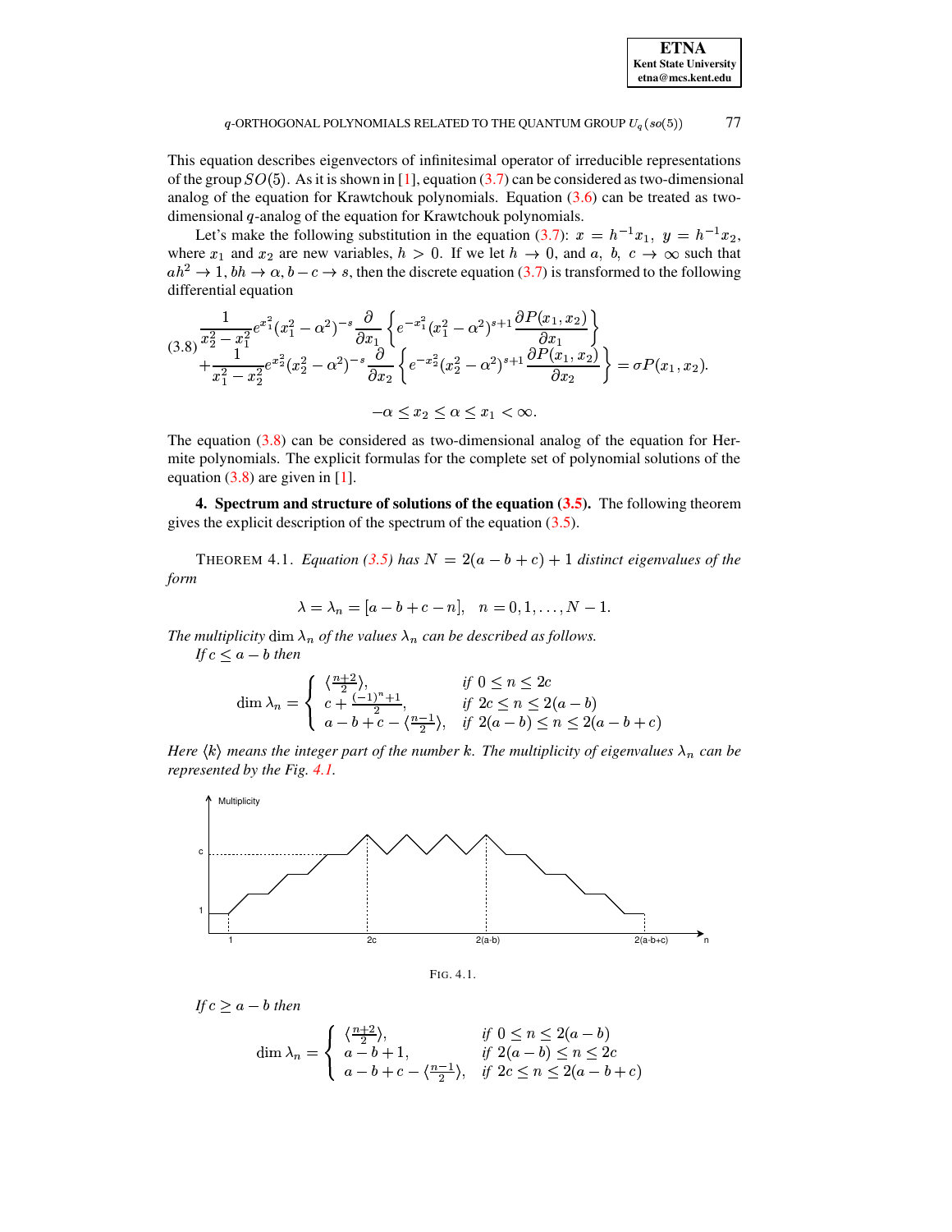This equation describes eigenvectors of infinitesimal operator of irreducible representations of the group $SO(5)$. As it is shown in [1], equation (3.7) can be considered as two-dimensional analog of the equation for Krawtchouk polynomials. Equation (3.6) can be treated as two-dimensional $q$-analog of the equation for Krawtchouk polynomials.

Let's make the following substitution in the equation (3.7): $x = h^{-1}x_1,\ y = h^{-1}x_2$, where $x_1$ and $x_2$ are new variables, $h > 0$. If we let $h \to 0$, and $a,\ b,\ c \to \infty$ such that $ah^2 \to 1, bh \to \alpha, b - c \to s$, then the discrete equation (3.7) is transformed to the following differential equation

$$
\begin{aligned}
(3.8)\quad & \frac{1}{x_2^2 - x_1^2} e^{x_1^2}(x_1^2 - \alpha^2)^{-s} \frac{\partial}{\partial x_1}\left\{ e^{-x_1^2}(x_1^2 - \alpha^2)^{s+1} \frac{\partial P(x_1, x_2)}{\partial x_1} \right\} \\
& + \frac{1}{x_1^2 - x_2^2} e^{x_2^2}(x_2^2 - \alpha^2)^{-s} \frac{\partial}{\partial x_2}\left\{ e^{-x_2^2}(x_2^2 - \alpha^2)^{s+1} \frac{\partial P(x_1, x_2)}{\partial x_2} \right\} = \sigma P(x_1, x_2).
\end{aligned}
$$

$$
-\alpha \le x_2 \le \alpha \le x_1 < \infty.
$$

The equation (3.8) can be considered as two-dimensional analog of the equation for Hermite polynomials. The explicit formulas for the complete set of polynomial solutions of the equation (3.8) are given in [1].

## 4. Spectrum and structure of solutions of the equation (3.5).

The following theorem gives the explicit description of the spectrum of the equation (3.5).

THEOREM 4.1. *Equation (3.5) has $N = 2(a - b + c) + 1$ distinct eigenvalues of the form*

$$
\lambda = \lambda_n = [a - b + c - n], \quad n = 0, 1, \ldots, N - 1.
$$

*The multiplicity $\dim \lambda_n$ of the values $\lambda_n$ can be described as follows.*

*If $c \le a - b$ then*

$$
\dim \lambda_n = \begin{cases} \langle \frac{n+2}{2} \rangle, & \text{if } 0 \le n \le 2c \\ c + \frac{(-1)^n + 1}{2}, & \text{if } 2c \le n \le 2(a - b) \\ a - b + c - \langle \frac{n-1}{2} \rangle, & \text{if } 2(a - b) \le n \le 2(a - b + c) \end{cases}
$$

*Here $\langle k \rangle$ means the integer part of the number $k$. The multiplicity of eigenvalues $\lambda_n$ can be represented by the Fig. 4.1.*

FIG. 4.1.

*If $c \ge a - b$ then*

$$
\dim \lambda_n = \begin{cases} \langle \frac{n+2}{2} \rangle, & \text{if } 0 \le n \le 2(a - b) \\ a - b + 1, & \text{if } 2(a - b) \le n \le 2c \\ a - b + c - \langle \frac{n-1}{2} \rangle, & \text{if } 2c \le n \le 2(a - b + c) \end{cases}
$$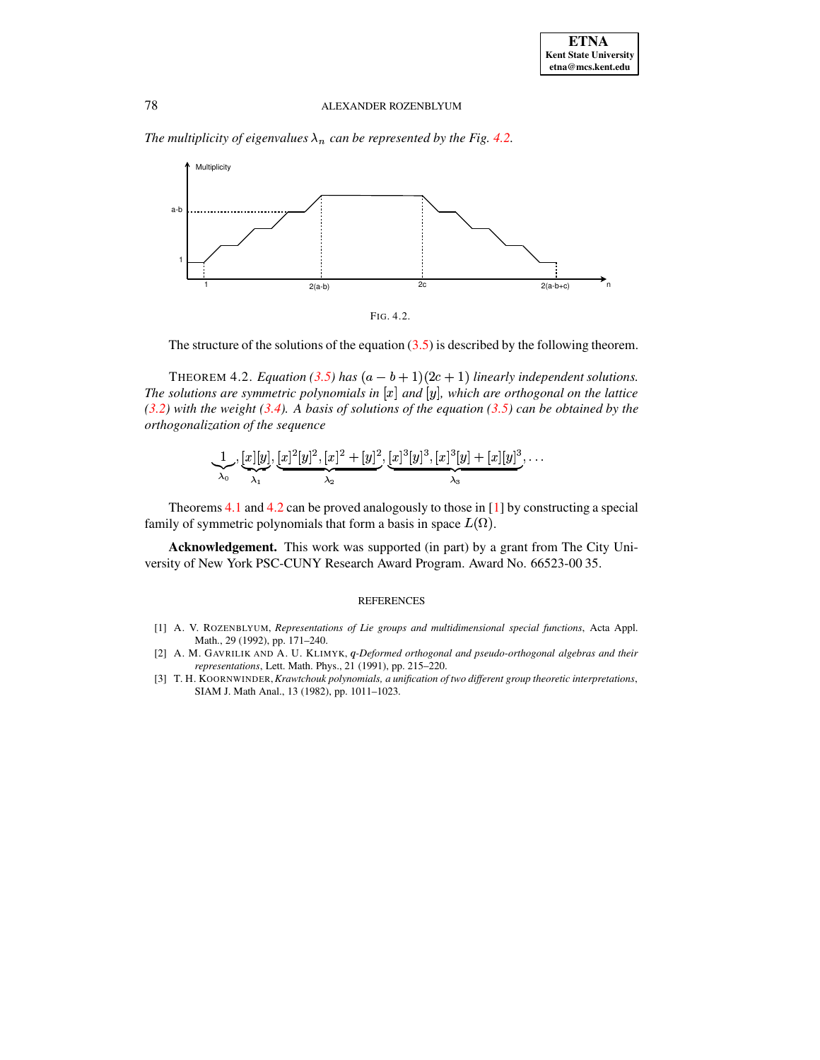*The multiplicity of eigenvalues $\lambda_n$ can be represented by the Fig. 4.2.*

Multiplicity

a-b

1

1

2(a-b)

2c

2(a-b+c)

n

FIG. 4.2.

The structure of the solutions of the equation (3.5) is described by the following theorem.

THEOREM 4.2. *Equation (3.5) has $(a - b + 1)(2c + 1)$ linearly independent solutions. The solutions are symmetric polynomials in $[x]$ and $[y]$, which are orthogonal on the lattice (3.2) with the weight (3.4). A basis of solutions of the equation (3.5) can be obtained by the orthogonalization of the sequence*

$$\underbrace{1}_{\lambda_0}, \underbrace{[x][y]}_{\lambda_1}, \underbrace{[x]^2[y]^2, [x]^2 + [y]^2}_{\lambda_2}, \underbrace{[x]^3[y]^3, [x]^3[y] + [x][y]^3}_{\lambda_3}, \ldots$$

Theorems 4.1 and 4.2 can be proved analogously to those in [1] by constructing a special family of symmetric polynomials that form a basis in space $L(\Omega)$.

**Acknowledgement.** This work was supported (in part) by a grant from The City University of New York PSC-CUNY Research Award Program. Award No. 66523-00 35.

## REFERENCES

[1] A. V. ROZENBLYUM, *Representations of Lie groups and multidimensional special functions*, Acta Appl. Math., 29 (1992), pp. 171–240.

[2] A. M. GAVRILIK AND A. U. KLIMYK, *q-Deformed orthogonal and pseudo-orthogonal algebras and their representations*, Lett. Math. Phys., 21 (1991), pp. 215–220.

[3] T. H. KOORNWINDER, *Krawtchouk polynomials, a unification of two different group theoretic interpretations*, SIAM J. Math Anal., 13 (1982), pp. 1011–1023.